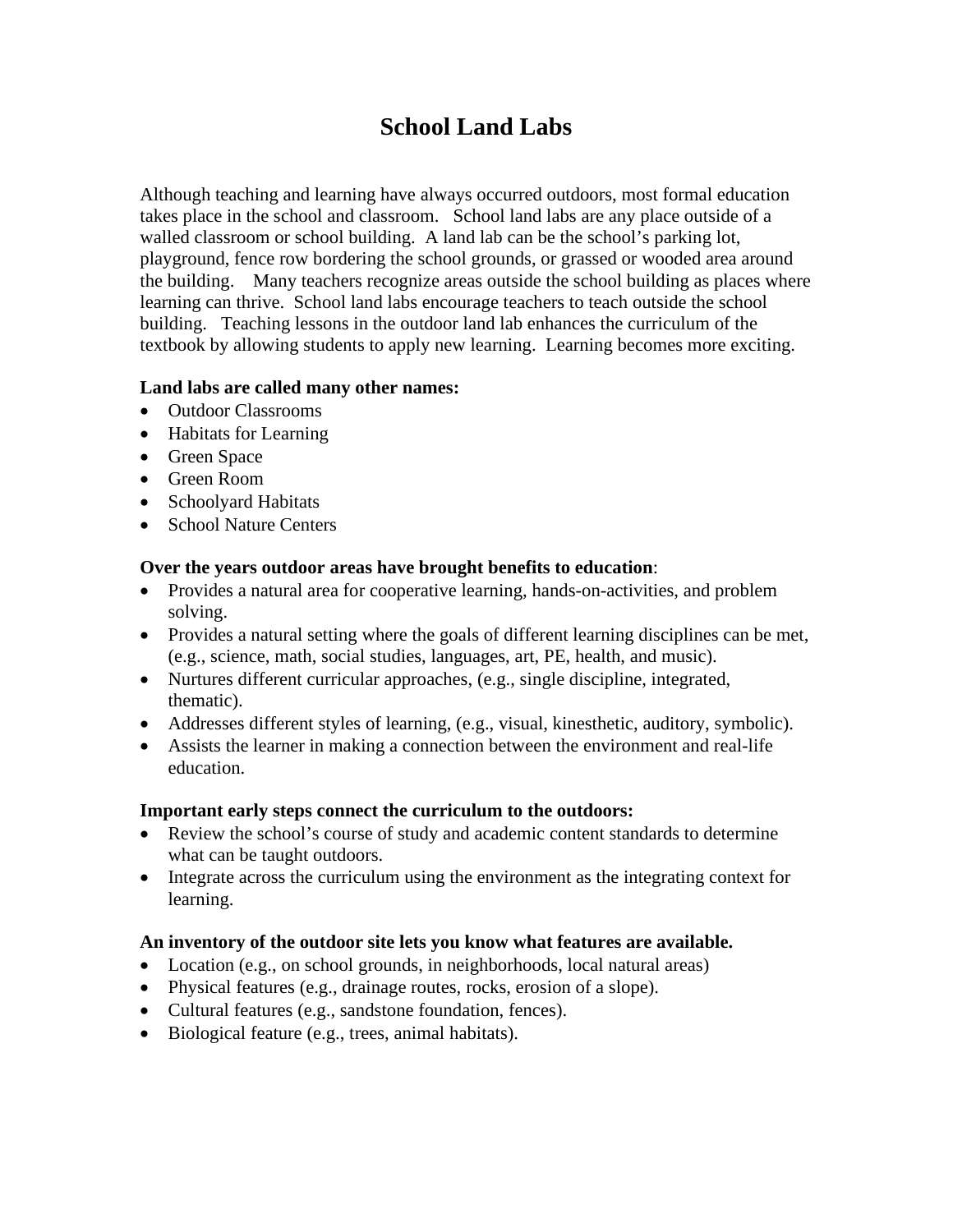# School Land Labs

Although teaching and learning have always occurred outdoors, most formal education takes place in the school and classroom. School land labs are any place outside of a walled classroom or school building. A land lab can be the school's parking lot, playground, fence row bordering the school grounds, or grassed or wooded area around the building. Many teachers recognize areas outside the school building as places where learning can thrive. School land labs encourage teachers to teach outside the school building. Teaching lessons in the outdoor land lab enhances the curriculum of the textbook by allowing students to apply new learning. Learning becomes more exciting.

**Land labs are called many other names:**

- Outdoor Classrooms
- Habitats for Learning
- Green Space
- Green Room
- Schoolyard Habitats
- School Nature Centers

**Over the years outdoor areas have brought benefits to education**:

- Provides a natural area for cooperative learning, hands-on-activities, and problem solving.
- Provides a natural setting where the goals of different learning disciplines can be met, (e.g., science, math, social studies, languages, art, PE, health, and music).
- Nurtures different curricular approaches, (e.g., single discipline, integrated, thematic).
- Addresses different styles of learning, (e.g., visual, kinesthetic, auditory, symbolic).
- Assists the learner in making a connection between the environment and real-life education.

**Important early steps connect the curriculum to the outdoors:**

- Review the school's course of study and academic content standards to determine what can be taught outdoors.
- Integrate across the curriculum using the environment as the integrating context for learning.

**An inventory of the outdoor site lets you know what features are available.**

- Location (e.g., on school grounds, in neighborhoods, local natural areas)
- Physical features (e.g., drainage routes, rocks, erosion of a slope).
- Cultural features (e.g., sandstone foundation, fences).
- Biological feature (e.g., trees, animal habitats).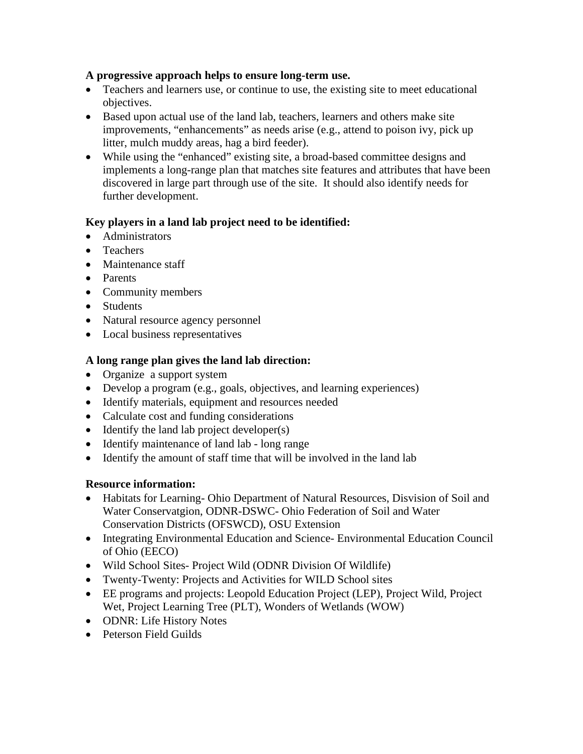**A progressive approach helps to ensure long-term use.**

- Teachers and learners use, or continue to use, the existing site to meet educational objectives.
- Based upon actual use of the land lab, teachers, learners and others make site improvements, "enhancements" as needs arise (e.g., attend to poison ivy, pick up litter, mulch muddy areas, hag a bird feeder).
- While using the "enhanced" existing site, a broad-based committee designs and implements a long-range plan that matches site features and attributes that have been discovered in large part through use of the site. It should also identify needs for further development.

**Key players in a land lab project need to be identified:**

- Administrators
- Teachers
- Maintenance staff
- Parents
- Community members
- Students
- Natural resource agency personnel
- Local business representatives

**A long range plan gives the land lab direction:**

- Organize a support system
- Develop a program (e.g., goals, objectives, and learning experiences)
- Identify materials, equipment and resources needed
- Calculate cost and funding considerations
- Identify the land lab project developer(s)
- Identify maintenance of land lab - long range
- Identify the amount of staff time that will be involved in the land lab

**Resource information:**

- Habitats for Learning- Ohio Department of Natural Resources, Disvision of Soil and Water Conservatgion, ODNR-DSWC- Ohio Federation of Soil and Water Conservation Districts (OFSWCD), OSU Extension
- Integrating Environmental Education and Science- Environmental Education Council of Ohio (EECO)
- Wild School Sites- Project Wild (ODNR Division Of Wildlife)
- Twenty-Twenty: Projects and Activities for WILD School sites
- EE programs and projects: Leopold Education Project (LEP), Project Wild, Project Wet, Project Learning Tree (PLT), Wonders of Wetlands (WOW)
- ODNR: Life History Notes
- Peterson Field Guilds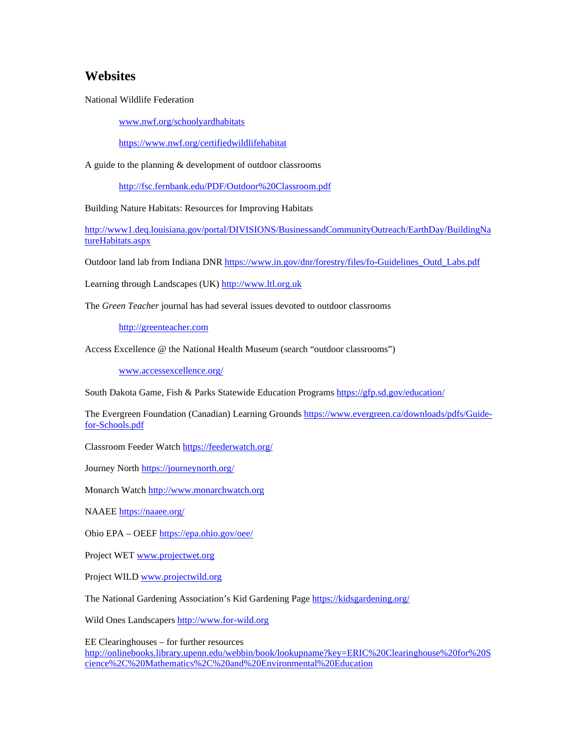## Websites

National Wildlife Federation

www.nwf.org/schoolyardhabitats

https://www.nwf.org/certifiedwildlifehabitat

A guide to the planning & development of outdoor classrooms

http://fsc.fernbank.edu/PDF/Outdoor%20Classroom.pdf

Building Nature Habitats: Resources for Improving Habitats

http://www1.deq.louisiana.gov/portal/DIVISIONS/BusinessandCommunityOutreach/EarthDay/BuildingNatureHabitats.aspx

Outdoor land lab from Indiana DNR https://www.in.gov/dnr/forestry/files/fo-Guidelines_Outd_Labs.pdf

Learning through Landscapes (UK) http://www.ltl.org.uk

The *Green Teacher* journal has had several issues devoted to outdoor classrooms

http://greenteacher.com

Access Excellence @ the National Health Museum (search "outdoor classrooms")

www.accessexcellence.org/

South Dakota Game, Fish & Parks Statewide Education Programs https://gfp.sd.gov/education/

The Evergreen Foundation (Canadian) Learning Grounds https://www.evergreen.ca/downloads/pdfs/Guide-for-Schools.pdf

Classroom Feeder Watch https://feederwatch.org/

Journey North https://journeynorth.org/

Monarch Watch http://www.monarchwatch.org

NAAEE https://naaee.org/

Ohio EPA – OEEF https://epa.ohio.gov/oee/

Project WET www.projectwet.org

Project WILD www.projectwild.org

The National Gardening Association's Kid Gardening Page https://kidsgardening.org/

Wild Ones Landscapers http://www.for-wild.org

EE Clearinghouses – for further resources
http://onlinebooks.library.upenn.edu/webbin/book/lookupname?key=ERIC%20Clearinghouse%20for%20Science%2C%20Mathematics%2C%20and%20Environmental%20Education